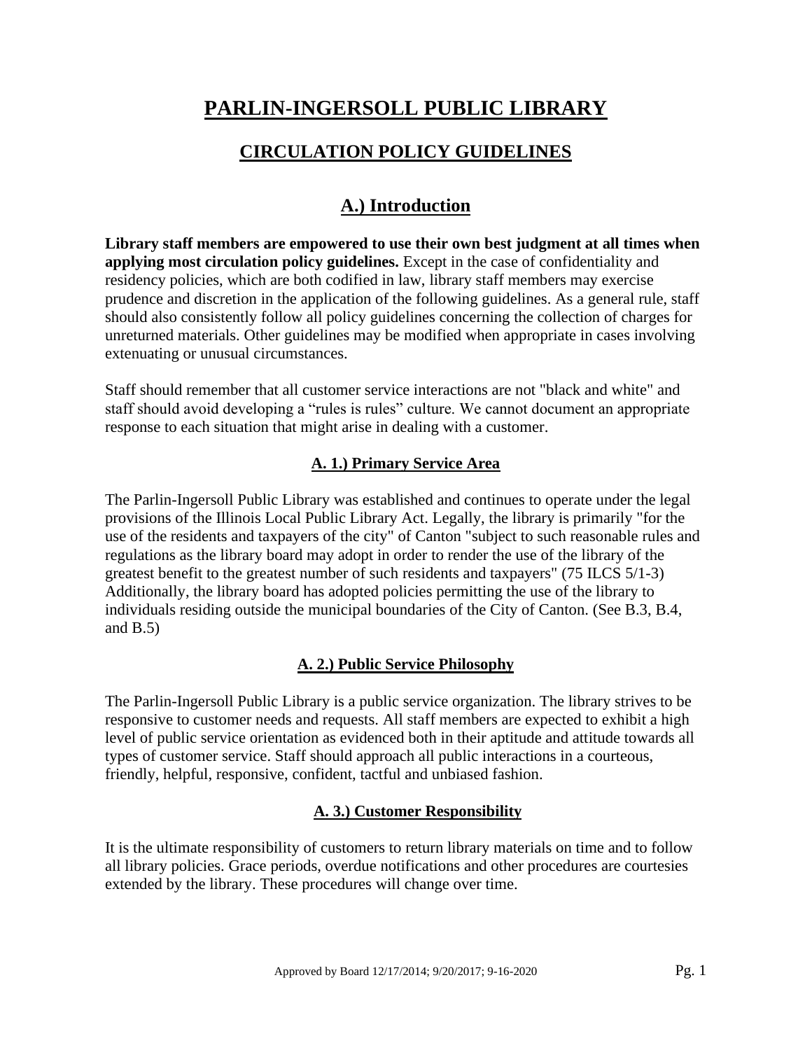# PARLIN-INGERSOLL PUBLIC LIBRARY

## CIRCULATION POLICY GUIDELINES

## A.) Introduction

**Library staff members are empowered to use their own best judgment at all times when applying most circulation policy guidelines.** Except in the case of confidentiality and residency policies, which are both codified in law, library staff members may exercise prudence and discretion in the application of the following guidelines. As a general rule, staff should also consistently follow all policy guidelines concerning the collection of charges for unreturned materials. Other guidelines may be modified when appropriate in cases involving extenuating or unusual circumstances.

Staff should remember that all customer service interactions are not "black and white" and staff should avoid developing a "rules is rules" culture. We cannot document an appropriate response to each situation that might arise in dealing with a customer.

### A. 1.) Primary Service Area

The Parlin-Ingersoll Public Library was established and continues to operate under the legal provisions of the Illinois Local Public Library Act. Legally, the library is primarily "for the use of the residents and taxpayers of the city" of Canton "subject to such reasonable rules and regulations as the library board may adopt in order to render the use of the library of the greatest benefit to the greatest number of such residents and taxpayers" (75 ILCS 5/1-3) Additionally, the library board has adopted policies permitting the use of the library to individuals residing outside the municipal boundaries of the City of Canton. (See B.3, B.4, and B.5)

### A. 2.) Public Service Philosophy

The Parlin-Ingersoll Public Library is a public service organization. The library strives to be responsive to customer needs and requests. All staff members are expected to exhibit a high level of public service orientation as evidenced both in their aptitude and attitude towards all types of customer service. Staff should approach all public interactions in a courteous, friendly, helpful, responsive, confident, tactful and unbiased fashion.

### A. 3.) Customer Responsibility

It is the ultimate responsibility of customers to return library materials on time and to follow all library policies. Grace periods, overdue notifications and other procedures are courtesies extended by the library. These procedures will change over time.

Approved by Board 12/17/2014; 9/20/2017; 9-16-2020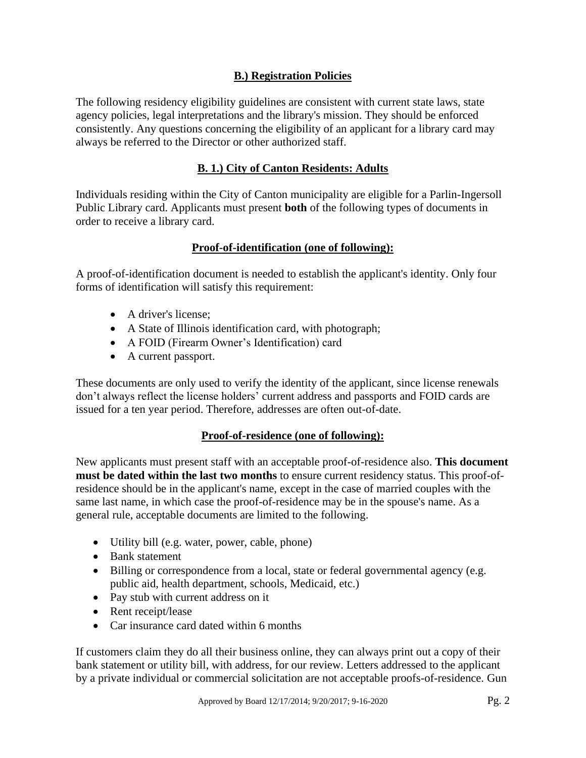## B.) Registration Policies

The following residency eligibility guidelines are consistent with current state laws, state agency policies, legal interpretations and the library's mission. They should be enforced consistently. Any questions concerning the eligibility of an applicant for a library card may always be referred to the Director or other authorized staff.

### B. 1.) City of Canton Residents: Adults

Individuals residing within the City of Canton municipality are eligible for a Parlin-Ingersoll Public Library card. Applicants must present **both** of the following types of documents in order to receive a library card.

#### Proof-of-identification (one of following):

A proof-of-identification document is needed to establish the applicant's identity. Only four forms of identification will satisfy this requirement:

- A driver's license;
- A State of Illinois identification card, with photograph;
- A FOID (Firearm Owner's Identification) card
- A current passport.

These documents are only used to verify the identity of the applicant, since license renewals don't always reflect the license holders' current address and passports and FOID cards are issued for a ten year period. Therefore, addresses are often out-of-date.

#### Proof-of-residence (one of following):

New applicants must present staff with an acceptable proof-of-residence also. **This document must be dated within the last two months** to ensure current residency status. This proof-of-residence should be in the applicant's name, except in the case of married couples with the same last name, in which case the proof-of-residence may be in the spouse's name. As a general rule, acceptable documents are limited to the following.

- Utility bill (e.g. water, power, cable, phone)
- Bank statement
- Billing or correspondence from a local, state or federal governmental agency (e.g. public aid, health department, schools, Medicaid, etc.)
- Pay stub with current address on it
- Rent receipt/lease
- Car insurance card dated within 6 months

If customers claim they do all their business online, they can always print out a copy of their bank statement or utility bill, with address, for our review. Letters addressed to the applicant by a private individual or commercial solicitation are not acceptable proofs-of-residence. Gun

Approved by Board 12/17/2014; 9/20/2017; 9-16-2020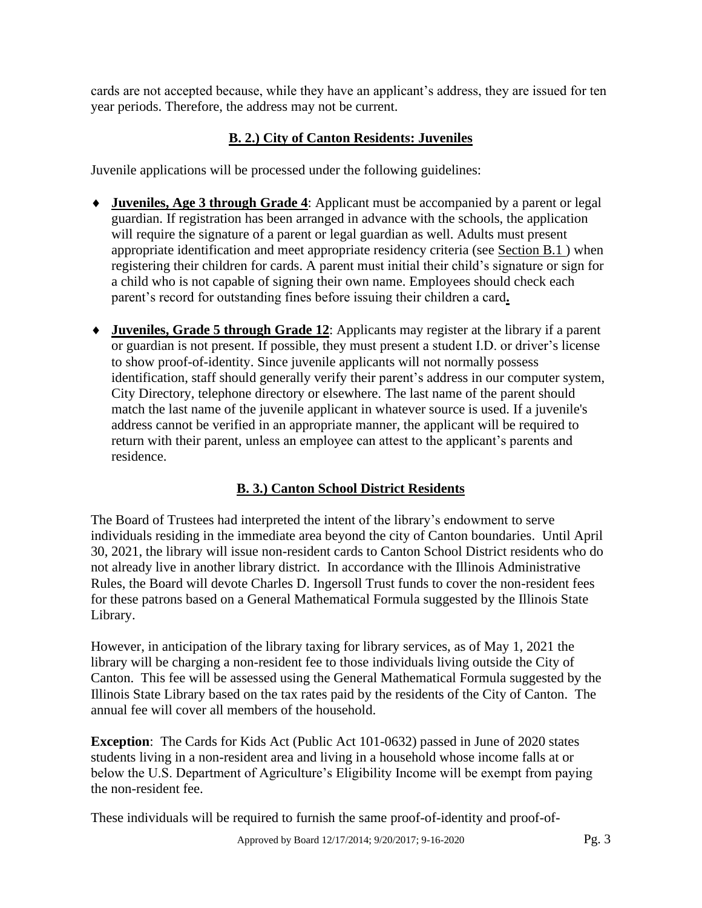cards are not accepted because, while they have an applicant's address, they are issued for ten year periods. Therefore, the address may not be current.

## B. 2.) City of Canton Residents: Juveniles

Juvenile applications will be processed under the following guidelines:

- **Juveniles, Age 3 through Grade 4**: Applicant must be accompanied by a parent or legal guardian. If registration has been arranged in advance with the schools, the application will require the signature of a parent or legal guardian as well. Adults must present appropriate identification and meet appropriate residency criteria (see Section B.1 ) when registering their children for cards. A parent must initial their child's signature or sign for a child who is not capable of signing their own name. Employees should check each parent's record for outstanding fines before issuing their children a card.

- **Juveniles, Grade 5 through Grade 12**: Applicants may register at the library if a parent or guardian is not present. If possible, they must present a student I.D. or driver's license to show proof-of-identity. Since juvenile applicants will not normally possess identification, staff should generally verify their parent's address in our computer system, City Directory, telephone directory or elsewhere. The last name of the parent should match the last name of the juvenile applicant in whatever source is used. If a juvenile's address cannot be verified in an appropriate manner, the applicant will be required to return with their parent, unless an employee can attest to the applicant's parents and residence.

## B. 3.) Canton School District Residents

The Board of Trustees had interpreted the intent of the library's endowment to serve individuals residing in the immediate area beyond the city of Canton boundaries. Until April 30, 2021, the library will issue non-resident cards to Canton School District residents who do not already live in another library district. In accordance with the Illinois Administrative Rules, the Board will devote Charles D. Ingersoll Trust funds to cover the non-resident fees for these patrons based on a General Mathematical Formula suggested by the Illinois State Library.

However, in anticipation of the library taxing for library services, as of May 1, 2021 the library will be charging a non-resident fee to those individuals living outside the City of Canton. This fee will be assessed using the General Mathematical Formula suggested by the Illinois State Library based on the tax rates paid by the residents of the City of Canton. The annual fee will cover all members of the household.

**Exception**: The Cards for Kids Act (Public Act 101-0632) passed in June of 2020 states students living in a non-resident area and living in a household whose income falls at or below the U.S. Department of Agriculture's Eligibility Income will be exempt from paying the non-resident fee.

These individuals will be required to furnish the same proof-of-identity and proof-of-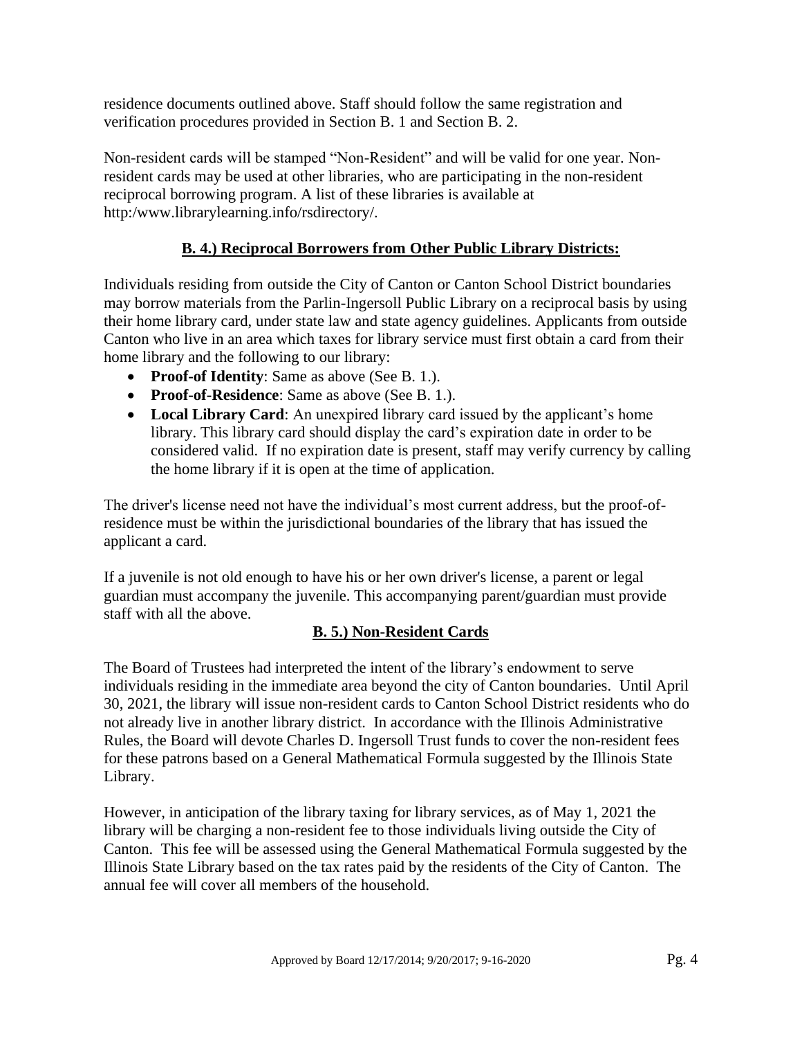residence documents outlined above. Staff should follow the same registration and verification procedures provided in Section B. 1 and Section B. 2.

Non-resident cards will be stamped "Non-Resident" and will be valid for one year. Non-resident cards may be used at other libraries, who are participating in the non-resident reciprocal borrowing program. A list of these libraries is available at http:/www.librarylearning.info/rsdirectory/.

## B. 4.) Reciprocal Borrowers from Other Public Library Districts:

Individuals residing from outside the City of Canton or Canton School District boundaries may borrow materials from the Parlin-Ingersoll Public Library on a reciprocal basis by using their home library card, under state law and state agency guidelines. Applicants from outside Canton who live in an area which taxes for library service must first obtain a card from their home library and the following to our library:

- **Proof-of Identity**: Same as above (See B. 1.).
- **Proof-of-Residence**: Same as above (See B. 1.).
- **Local Library Card**: An unexpired library card issued by the applicant's home library. This library card should display the card's expiration date in order to be considered valid. If no expiration date is present, staff may verify currency by calling the home library if it is open at the time of application.

The driver's license need not have the individual's most current address, but the proof-of-residence must be within the jurisdictional boundaries of the library that has issued the applicant a card.

If a juvenile is not old enough to have his or her own driver's license, a parent or legal guardian must accompany the juvenile. This accompanying parent/guardian must provide staff with all the above.

## B. 5.) Non-Resident Cards

The Board of Trustees had interpreted the intent of the library's endowment to serve individuals residing in the immediate area beyond the city of Canton boundaries. Until April 30, 2021, the library will issue non-resident cards to Canton School District residents who do not already live in another library district. In accordance with the Illinois Administrative Rules, the Board will devote Charles D. Ingersoll Trust funds to cover the non-resident fees for these patrons based on a General Mathematical Formula suggested by the Illinois State Library.

However, in anticipation of the library taxing for library services, as of May 1, 2021 the library will be charging a non-resident fee to those individuals living outside the City of Canton. This fee will be assessed using the General Mathematical Formula suggested by the Illinois State Library based on the tax rates paid by the residents of the City of Canton. The annual fee will cover all members of the household.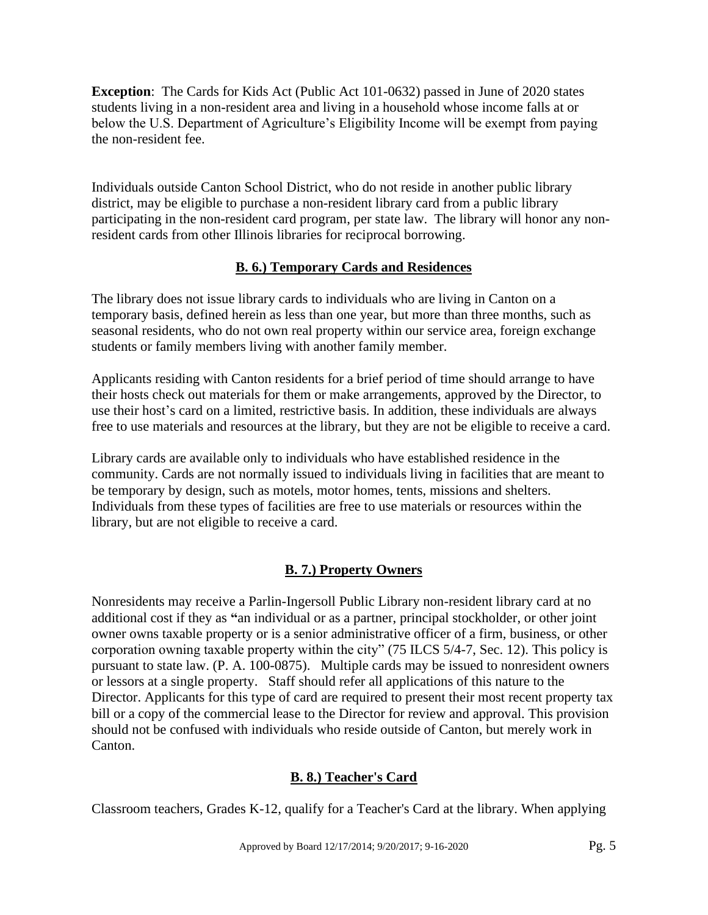**Exception**: The Cards for Kids Act (Public Act 101-0632) passed in June of 2020 states students living in a non-resident area and living in a household whose income falls at or below the U.S. Department of Agriculture's Eligibility Income will be exempt from paying the non-resident fee.

Individuals outside Canton School District, who do not reside in another public library district, may be eligible to purchase a non-resident library card from a public library participating in the non-resident card program, per state law. The library will honor any non-resident cards from other Illinois libraries for reciprocal borrowing.

## B. 6.) Temporary Cards and Residences

The library does not issue library cards to individuals who are living in Canton on a temporary basis, defined herein as less than one year, but more than three months, such as seasonal residents, who do not own real property within our service area, foreign exchange students or family members living with another family member.

Applicants residing with Canton residents for a brief period of time should arrange to have their hosts check out materials for them or make arrangements, approved by the Director, to use their host's card on a limited, restrictive basis. In addition, these individuals are always free to use materials and resources at the library, but they are not be eligible to receive a card.

Library cards are available only to individuals who have established residence in the community. Cards are not normally issued to individuals living in facilities that are meant to be temporary by design, such as motels, motor homes, tents, missions and shelters. Individuals from these types of facilities are free to use materials or resources within the library, but are not eligible to receive a card.

## B. 7.) Property Owners

Nonresidents may receive a Parlin-Ingersoll Public Library non-resident library card at no additional cost if they as "an individual or as a partner, principal stockholder, or other joint owner owns taxable property or is a senior administrative officer of a firm, business, or other corporation owning taxable property within the city" (75 ILCS 5/4-7, Sec. 12). This policy is pursuant to state law. (P. A. 100-0875). Multiple cards may be issued to nonresident owners or lessors at a single property. Staff should refer all applications of this nature to the Director. Applicants for this type of card are required to present their most recent property tax bill or a copy of the commercial lease to the Director for review and approval. This provision should not be confused with individuals who reside outside of Canton, but merely work in Canton.

## B. 8.) Teacher's Card

Classroom teachers, Grades K-12, qualify for a Teacher's Card at the library. When applying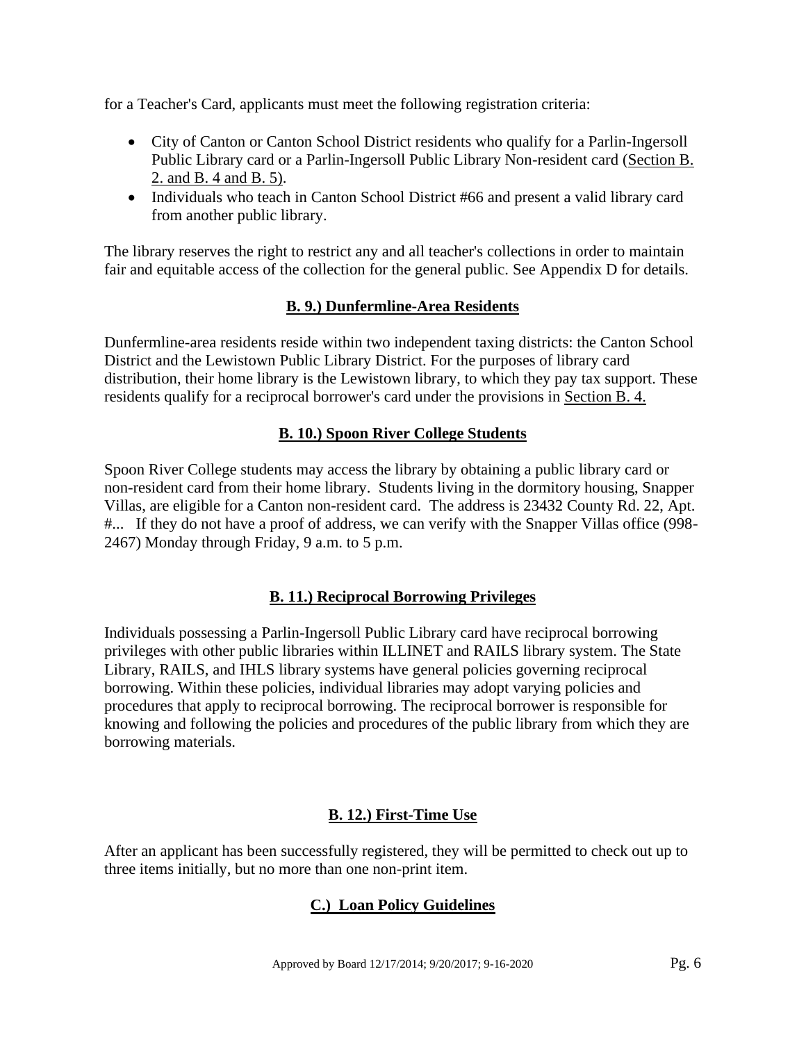for a Teacher's Card, applicants must meet the following registration criteria:

- City of Canton or Canton School District residents who qualify for a Parlin-Ingersoll Public Library card or a Parlin-Ingersoll Public Library Non-resident card (Section B. 2. and B. 4 and B. 5).
- Individuals who teach in Canton School District #66 and present a valid library card from another public library.

The library reserves the right to restrict any and all teacher's collections in order to maintain fair and equitable access of the collection for the general public. See Appendix D for details.

## B. 9.) Dunfermline-Area Residents

Dunfermline-area residents reside within two independent taxing districts: the Canton School District and the Lewistown Public Library District. For the purposes of library card distribution, their home library is the Lewistown library, to which they pay tax support. These residents qualify for a reciprocal borrower's card under the provisions in Section B. 4.

## B. 10.) Spoon River College Students

Spoon River College students may access the library by obtaining a public library card or non-resident card from their home library. Students living in the dormitory housing, Snapper Villas, are eligible for a Canton non-resident card. The address is 23432 County Rd. 22, Apt. #... If they do not have a proof of address, we can verify with the Snapper Villas office (998-2467) Monday through Friday, 9 a.m. to 5 p.m.

## B. 11.) Reciprocal Borrowing Privileges

Individuals possessing a Parlin-Ingersoll Public Library card have reciprocal borrowing privileges with other public libraries within ILLINET and RAILS library system. The State Library, RAILS, and IHLS library systems have general policies governing reciprocal borrowing. Within these policies, individual libraries may adopt varying policies and procedures that apply to reciprocal borrowing. The reciprocal borrower is responsible for knowing and following the policies and procedures of the public library from which they are borrowing materials.

## B. 12.) First-Time Use

After an applicant has been successfully registered, they will be permitted to check out up to three items initially, but no more than one non-print item.

## C.) Loan Policy Guidelines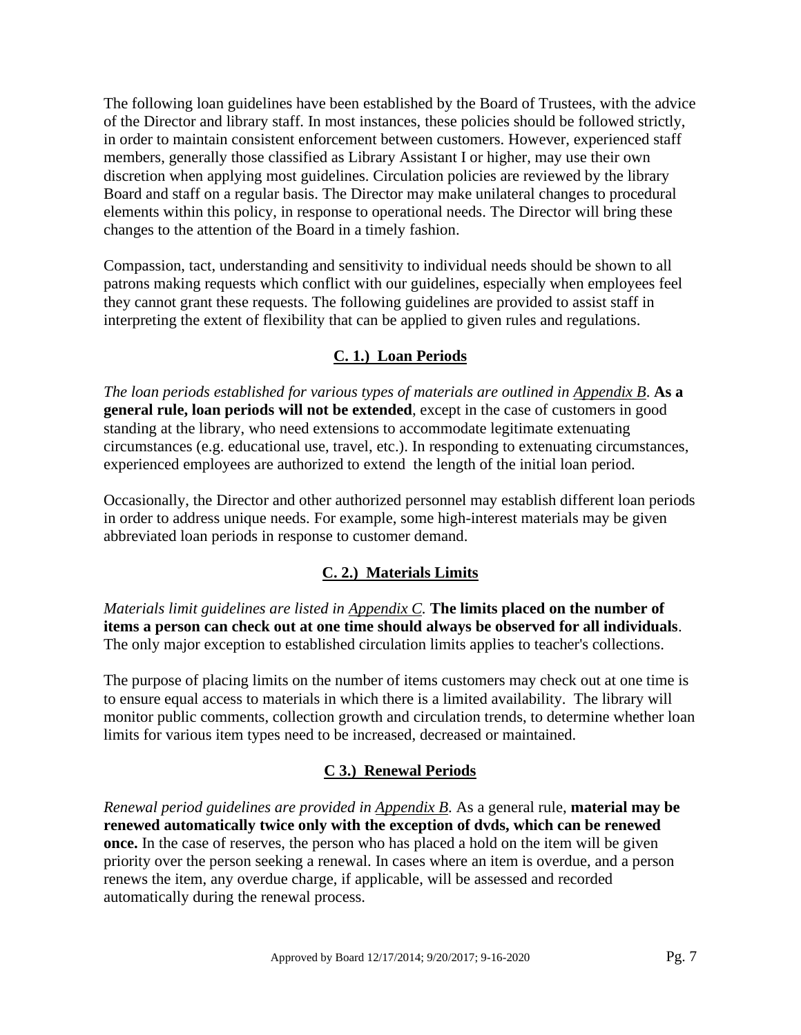The following loan guidelines have been established by the Board of Trustees, with the advice of the Director and library staff. In most instances, these policies should be followed strictly, in order to maintain consistent enforcement between customers. However, experienced staff members, generally those classified as Library Assistant I or higher, may use their own discretion when applying most guidelines. Circulation policies are reviewed by the library Board and staff on a regular basis. The Director may make unilateral changes to procedural elements within this policy, in response to operational needs. The Director will bring these changes to the attention of the Board in a timely fashion.

Compassion, tact, understanding and sensitivity to individual needs should be shown to all patrons making requests which conflict with our guidelines, especially when employees feel they cannot grant these requests. The following guidelines are provided to assist staff in interpreting the extent of flexibility that can be applied to given rules and regulations.

## C. 1.) Loan Periods

*The loan periods established for various types of materials are outlined in Appendix B.* **As a general rule, loan periods will not be extended**, except in the case of customers in good standing at the library, who need extensions to accommodate legitimate extenuating circumstances (e.g. educational use, travel, etc.). In responding to extenuating circumstances, experienced employees are authorized to extend the length of the initial loan period.

Occasionally, the Director and other authorized personnel may establish different loan periods in order to address unique needs. For example, some high-interest materials may be given abbreviated loan periods in response to customer demand.

## C. 2.) Materials Limits

*Materials limit guidelines are listed in Appendix C.* **The limits placed on the number of items a person can check out at one time should always be observed for all individuals**. The only major exception to established circulation limits applies to teacher's collections.

The purpose of placing limits on the number of items customers may check out at one time is to ensure equal access to materials in which there is a limited availability. The library will monitor public comments, collection growth and circulation trends, to determine whether loan limits for various item types need to be increased, decreased or maintained.

## C 3.) Renewal Periods

*Renewal period guidelines are provided in Appendix B.* As a general rule, **material may be renewed automatically twice only with the exception of dvds, which can be renewed once.** In the case of reserves, the person who has placed a hold on the item will be given priority over the person seeking a renewal. In cases where an item is overdue, and a person renews the item, any overdue charge, if applicable, will be assessed and recorded automatically during the renewal process.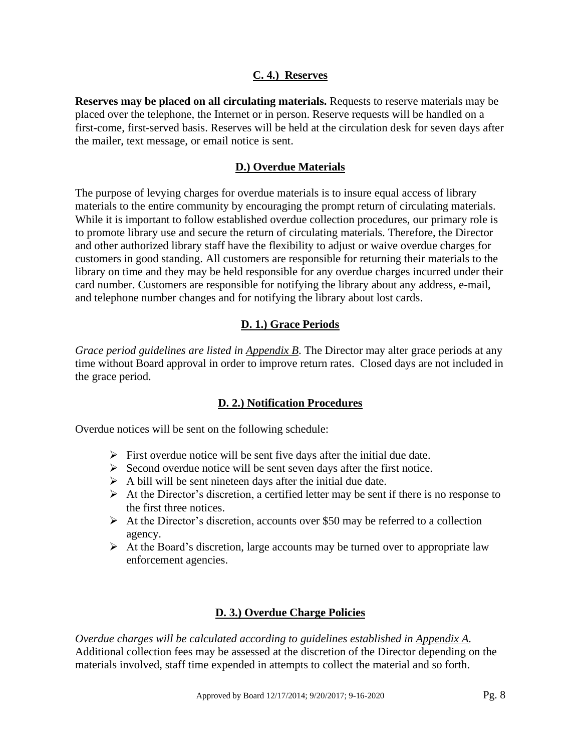### C. 4.) Reserves

**Reserves may be placed on all circulating materials.** Requests to reserve materials may be placed over the telephone, the Internet or in person. Reserve requests will be handled on a first-come, first-served basis. Reserves will be held at the circulation desk for seven days after the mailer, text message, or email notice is sent.

## D.) Overdue Materials

The purpose of levying charges for overdue materials is to insure equal access of library materials to the entire community by encouraging the prompt return of circulating materials. While it is important to follow established overdue collection procedures, our primary role is to promote library use and secure the return of circulating materials. Therefore, the Director and other authorized library staff have the flexibility to adjust or waive overdue charges for customers in good standing. All customers are responsible for returning their materials to the library on time and they may be held responsible for any overdue charges incurred under their card number. Customers are responsible for notifying the library about any address, e-mail, and telephone number changes and for notifying the library about lost cards.

### D. 1.) Grace Periods

*Grace period guidelines are listed in Appendix B.* The Director may alter grace periods at any time without Board approval in order to improve return rates. Closed days are not included in the grace period.

### D. 2.) Notification Procedures

Overdue notices will be sent on the following schedule:

- First overdue notice will be sent five days after the initial due date.
- Second overdue notice will be sent seven days after the first notice.
- A bill will be sent nineteen days after the initial due date.
- At the Director's discretion, a certified letter may be sent if there is no response to the first three notices.
- At the Director's discretion, accounts over $50 may be referred to a collection agency.
- At the Board's discretion, large accounts may be turned over to appropriate law enforcement agencies.

### D. 3.) Overdue Charge Policies

*Overdue charges will be calculated according to guidelines established in Appendix A.* Additional collection fees may be assessed at the discretion of the Director depending on the materials involved, staff time expended in attempts to collect the material and so forth.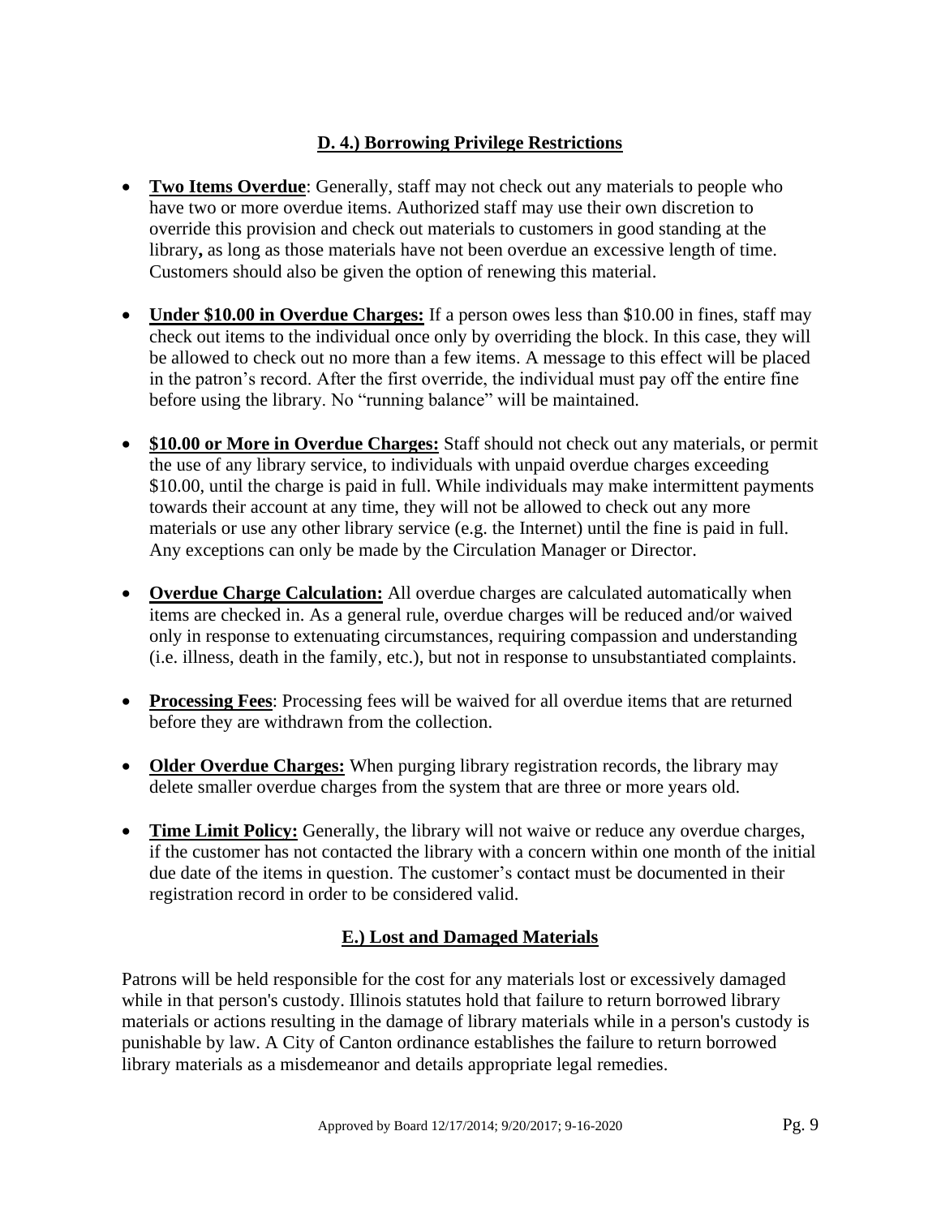## D. 4.) Borrowing Privilege Restrictions

- **Two Items Overdue**: Generally, staff may not check out any materials to people who have two or more overdue items. Authorized staff may use their own discretion to override this provision and check out materials to customers in good standing at the library**,** as long as those materials have not been overdue an excessive length of time. Customers should also be given the option of renewing this material.

- **Under $10.00 in Overdue Charges:** If a person owes less than $10.00 in fines, staff may check out items to the individual once only by overriding the block. In this case, they will be allowed to check out no more than a few items. A message to this effect will be placed in the patron's record. After the first override, the individual must pay off the entire fine before using the library. No "running balance" will be maintained.

- **$10.00 or More in Overdue Charges:** Staff should not check out any materials, or permit the use of any library service, to individuals with unpaid overdue charges exceeding $10.00, until the charge is paid in full. While individuals may make intermittent payments towards their account at any time, they will not be allowed to check out any more materials or use any other library service (e.g. the Internet) until the fine is paid in full. Any exceptions can only be made by the Circulation Manager or Director.

- **Overdue Charge Calculation:** All overdue charges are calculated automatically when items are checked in. As a general rule, overdue charges will be reduced and/or waived only in response to extenuating circumstances, requiring compassion and understanding (i.e. illness, death in the family, etc.), but not in response to unsubstantiated complaints.

- **Processing Fees**: Processing fees will be waived for all overdue items that are returned before they are withdrawn from the collection.

- **Older Overdue Charges:** When purging library registration records, the library may delete smaller overdue charges from the system that are three or more years old.

- **Time Limit Policy:** Generally, the library will not waive or reduce any overdue charges, if the customer has not contacted the library with a concern within one month of the initial due date of the items in question. The customer's contact must be documented in their registration record in order to be considered valid.

## E.) Lost and Damaged Materials

Patrons will be held responsible for the cost for any materials lost or excessively damaged while in that person's custody. Illinois statutes hold that failure to return borrowed library materials or actions resulting in the damage of library materials while in a person's custody is punishable by law. A City of Canton ordinance establishes the failure to return borrowed library materials as a misdemeanor and details appropriate legal remedies.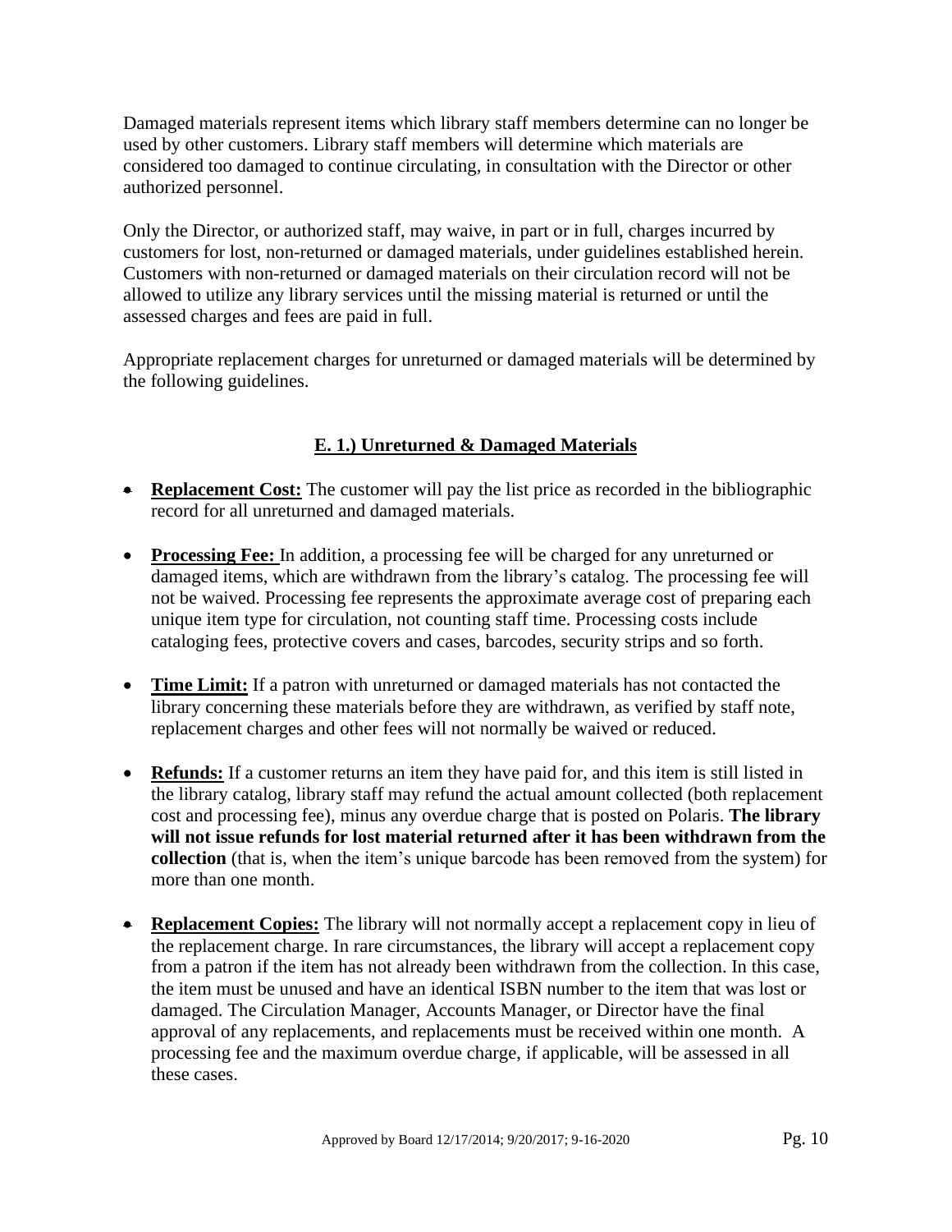Damaged materials represent items which library staff members determine can no longer be used by other customers. Library staff members will determine which materials are considered too damaged to continue circulating, in consultation with the Director or other authorized personnel.

Only the Director, or authorized staff, may waive, in part or in full, charges incurred by customers for lost, non-returned or damaged materials, under guidelines established herein. Customers with non-returned or damaged materials on their circulation record will not be allowed to utilize any library services until the missing material is returned or until the assessed charges and fees are paid in full.

Appropriate replacement charges for unreturned or damaged materials will be determined by the following guidelines.

## E. 1.) Unreturned & Damaged Materials

- **Replacement Cost:** The customer will pay the list price as recorded in the bibliographic record for all unreturned and damaged materials.
- **Processing Fee:** In addition, a processing fee will be charged for any unreturned or damaged items, which are withdrawn from the library's catalog. The processing fee will not be waived. Processing fee represents the approximate average cost of preparing each unique item type for circulation, not counting staff time. Processing costs include cataloging fees, protective covers and cases, barcodes, security strips and so forth.
- **Time Limit:** If a patron with unreturned or damaged materials has not contacted the library concerning these materials before they are withdrawn, as verified by staff note, replacement charges and other fees will not normally be waived or reduced.
- **Refunds:** If a customer returns an item they have paid for, and this item is still listed in the library catalog, library staff may refund the actual amount collected (both replacement cost and processing fee), minus any overdue charge that is posted on Polaris. **The library will not issue refunds for lost material returned after it has been withdrawn from the collection** (that is, when the item's unique barcode has been removed from the system) for more than one month.
- **Replacement Copies:** The library will not normally accept a replacement copy in lieu of the replacement charge. In rare circumstances, the library will accept a replacement copy from a patron if the item has not already been withdrawn from the collection. In this case, the item must be unused and have an identical ISBN number to the item that was lost or damaged. The Circulation Manager, Accounts Manager, or Director have the final approval of any replacements, and replacements must be received within one month. A processing fee and the maximum overdue charge, if applicable, will be assessed in all these cases.

Approved by Board 12/17/2014; 9/20/2017; 9-16-2020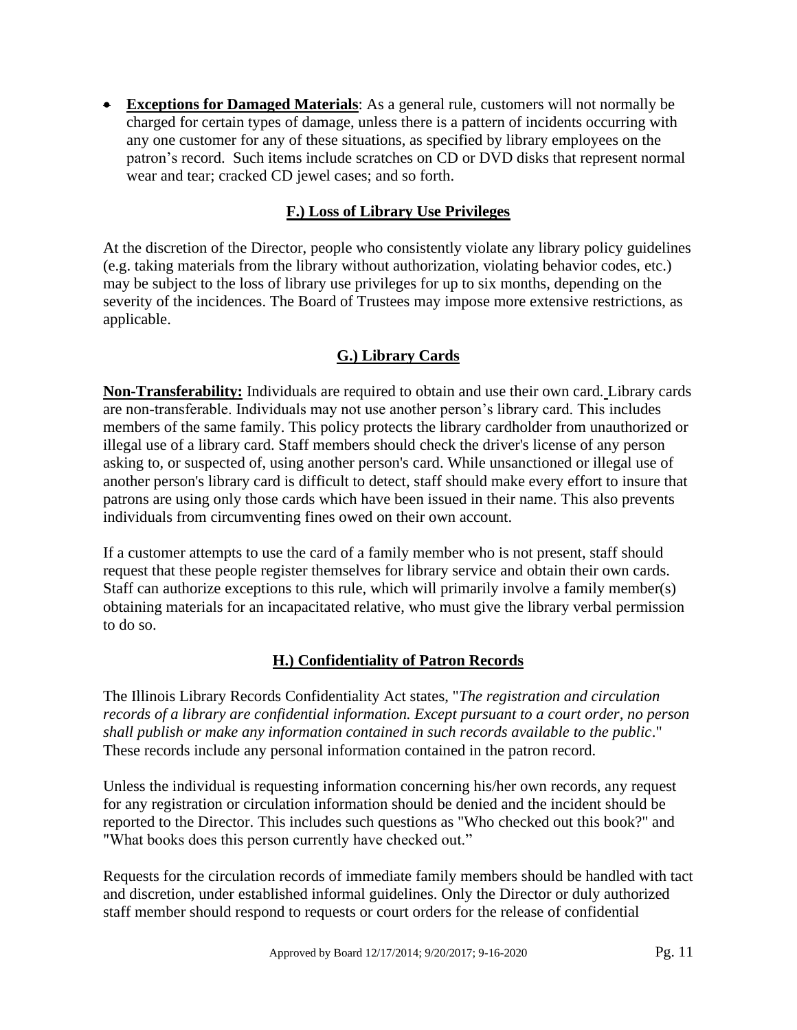- **Exceptions for Damaged Materials**: As a general rule, customers will not normally be charged for certain types of damage, unless there is a pattern of incidents occurring with any one customer for any of these situations, as specified by library employees on the patron's record. Such items include scratches on CD or DVD disks that represent normal wear and tear; cracked CD jewel cases; and so forth.

## F.) Loss of Library Use Privileges

At the discretion of the Director, people who consistently violate any library policy guidelines (e.g. taking materials from the library without authorization, violating behavior codes, etc.) may be subject to the loss of library use privileges for up to six months, depending on the severity of the incidences. The Board of Trustees may impose more extensive restrictions, as applicable.

## G.) Library Cards

**Non-Transferability:** Individuals are required to obtain and use their own card. Library cards are non-transferable. Individuals may not use another person's library card. This includes members of the same family. This policy protects the library cardholder from unauthorized or illegal use of a library card. Staff members should check the driver's license of any person asking to, or suspected of, using another person's card. While unsanctioned or illegal use of another person's library card is difficult to detect, staff should make every effort to insure that patrons are using only those cards which have been issued in their name. This also prevents individuals from circumventing fines owed on their own account.

If a customer attempts to use the card of a family member who is not present, staff should request that these people register themselves for library service and obtain their own cards. Staff can authorize exceptions to this rule, which will primarily involve a family member(s) obtaining materials for an incapacitated relative, who must give the library verbal permission to do so.

## H.) Confidentiality of Patron Records

The Illinois Library Records Confidentiality Act states, "*The registration and circulation records of a library are confidential information. Except pursuant to a court order, no person shall publish or make any information contained in such records available to the public*." These records include any personal information contained in the patron record.

Unless the individual is requesting information concerning his/her own records, any request for any registration or circulation information should be denied and the incident should be reported to the Director. This includes such questions as "Who checked out this book?" and "What books does this person currently have checked out."

Requests for the circulation records of immediate family members should be handled with tact and discretion, under established informal guidelines. Only the Director or duly authorized staff member should respond to requests or court orders for the release of confidential

Approved by Board 12/17/2014; 9/20/2017; 9-16-2020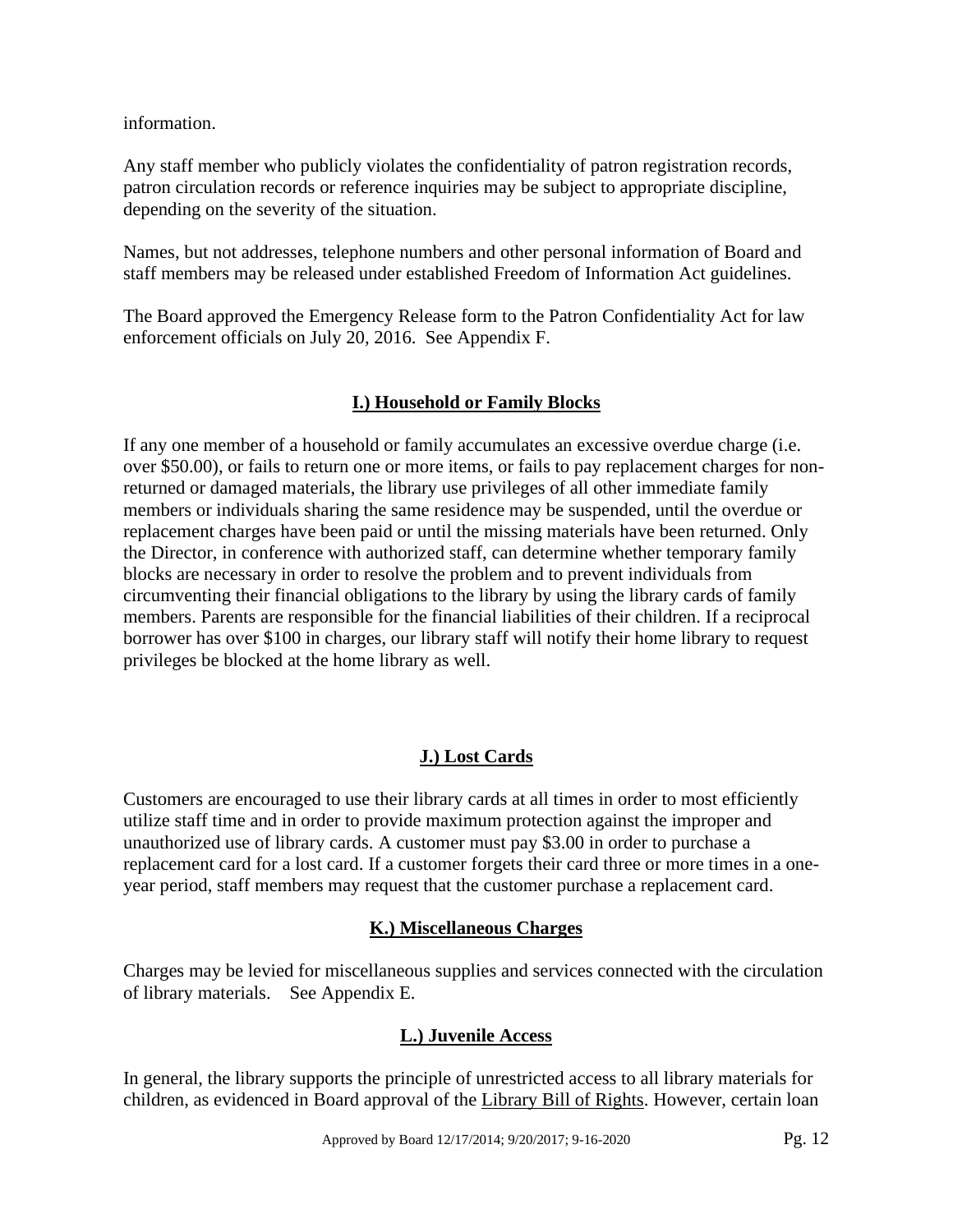information.

Any staff member who publicly violates the confidentiality of patron registration records, patron circulation records or reference inquiries may be subject to appropriate discipline, depending on the severity of the situation.

Names, but not addresses, telephone numbers and other personal information of Board and staff members may be released under established Freedom of Information Act guidelines.

The Board approved the Emergency Release form to the Patron Confidentiality Act for law enforcement officials on July 20, 2016. See Appendix F.

## I.) Household or Family Blocks

If any one member of a household or family accumulates an excessive overdue charge (i.e. over $50.00), or fails to return one or more items, or fails to pay replacement charges for non-returned or damaged materials, the library use privileges of all other immediate family members or individuals sharing the same residence may be suspended, until the overdue or replacement charges have been paid or until the missing materials have been returned. Only the Director, in conference with authorized staff, can determine whether temporary family blocks are necessary in order to resolve the problem and to prevent individuals from circumventing their financial obligations to the library by using the library cards of family members. Parents are responsible for the financial liabilities of their children. If a reciprocal borrower has over $100 in charges, our library staff will notify their home library to request privileges be blocked at the home library as well.

## J.) Lost Cards

Customers are encouraged to use their library cards at all times in order to most efficiently utilize staff time and in order to provide maximum protection against the improper and unauthorized use of library cards. A customer must pay $3.00 in order to purchase a replacement card for a lost card. If a customer forgets their card three or more times in a one-year period, staff members may request that the customer purchase a replacement card.

## K.) Miscellaneous Charges

Charges may be levied for miscellaneous supplies and services connected with the circulation of library materials. See Appendix E.

## L.) Juvenile Access

In general, the library supports the principle of unrestricted access to all library materials for children, as evidenced in Board approval of the Library Bill of Rights. However, certain loan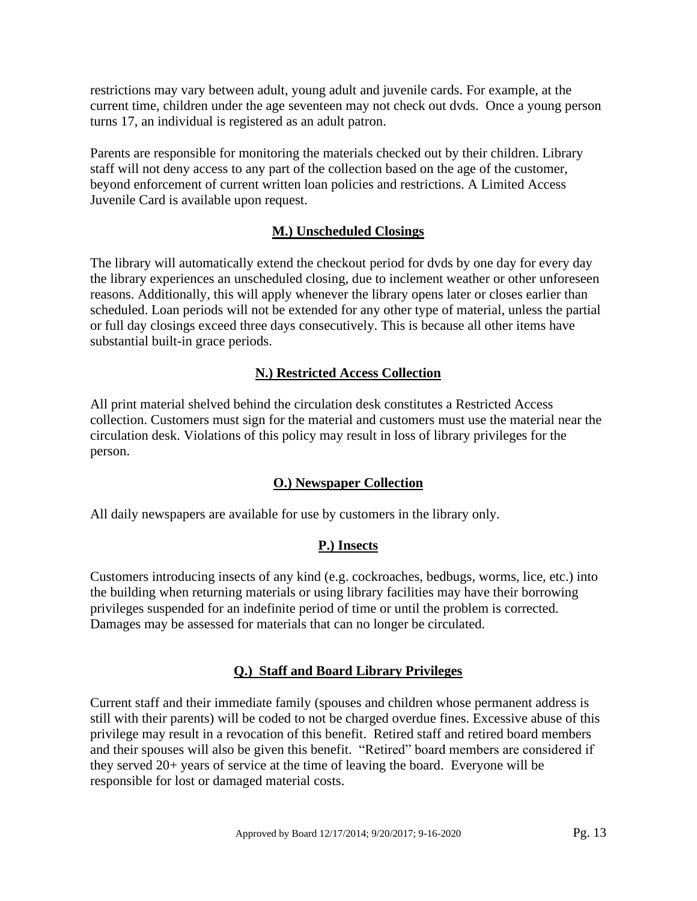restrictions may vary between adult, young adult and juvenile cards. For example, at the current time, children under the age seventeen may not check out dvds. Once a young person turns 17, an individual is registered as an adult patron.

Parents are responsible for monitoring the materials checked out by their children. Library staff will not deny access to any part of the collection based on the age of the customer, beyond enforcement of current written loan policies and restrictions. A Limited Access Juvenile Card is available upon request.

## M.) Unscheduled Closings

The library will automatically extend the checkout period for dvds by one day for every day the library experiences an unscheduled closing, due to inclement weather or other unforeseen reasons. Additionally, this will apply whenever the library opens later or closes earlier than scheduled. Loan periods will not be extended for any other type of material, unless the partial or full day closings exceed three days consecutively. This is because all other items have substantial built-in grace periods.

## N.) Restricted Access Collection

All print material shelved behind the circulation desk constitutes a Restricted Access collection. Customers must sign for the material and customers must use the material near the circulation desk. Violations of this policy may result in loss of library privileges for the person.

## O.) Newspaper Collection

All daily newspapers are available for use by customers in the library only.

## P.) Insects

Customers introducing insects of any kind (e.g. cockroaches, bedbugs, worms, lice, etc.) into the building when returning materials or using library facilities may have their borrowing privileges suspended for an indefinite period of time or until the problem is corrected. Damages may be assessed for materials that can no longer be circulated.

## Q.) Staff and Board Library Privileges

Current staff and their immediate family (spouses and children whose permanent address is still with their parents) will be coded to not be charged overdue fines. Excessive abuse of this privilege may result in a revocation of this benefit. Retired staff and retired board members and their spouses will also be given this benefit. "Retired" board members are considered if they served 20+ years of service at the time of leaving the board. Everyone will be responsible for lost or damaged material costs.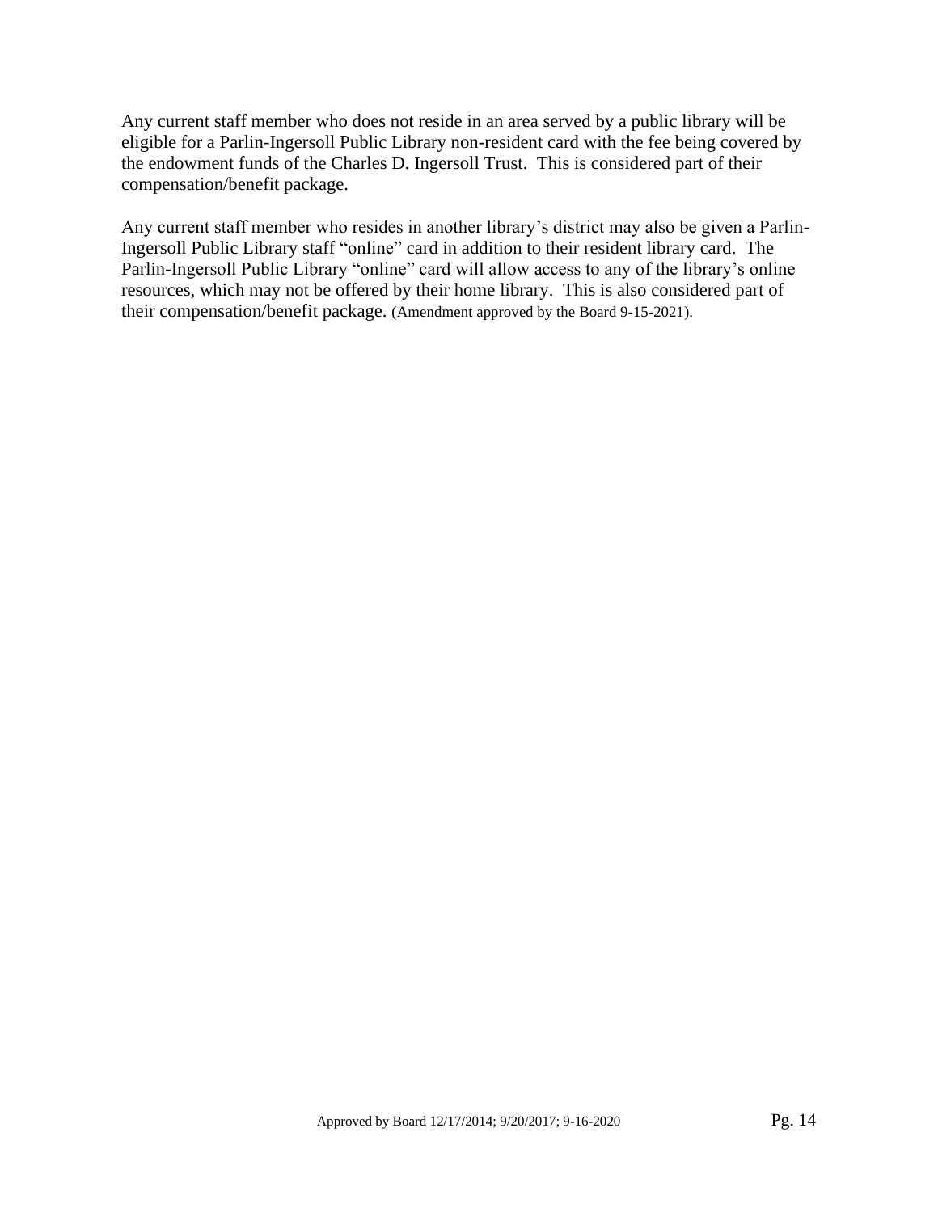Any current staff member who does not reside in an area served by a public library will be eligible for a Parlin-Ingersoll Public Library non-resident card with the fee being covered by the endowment funds of the Charles D. Ingersoll Trust. This is considered part of their compensation/benefit package.

Any current staff member who resides in another library's district may also be given a Parlin-Ingersoll Public Library staff "online" card in addition to their resident library card. The Parlin-Ingersoll Public Library "online" card will allow access to any of the library's online resources, which may not be offered by their home library. This is also considered part of their compensation/benefit package. (Amendment approved by the Board 9-15-2021).